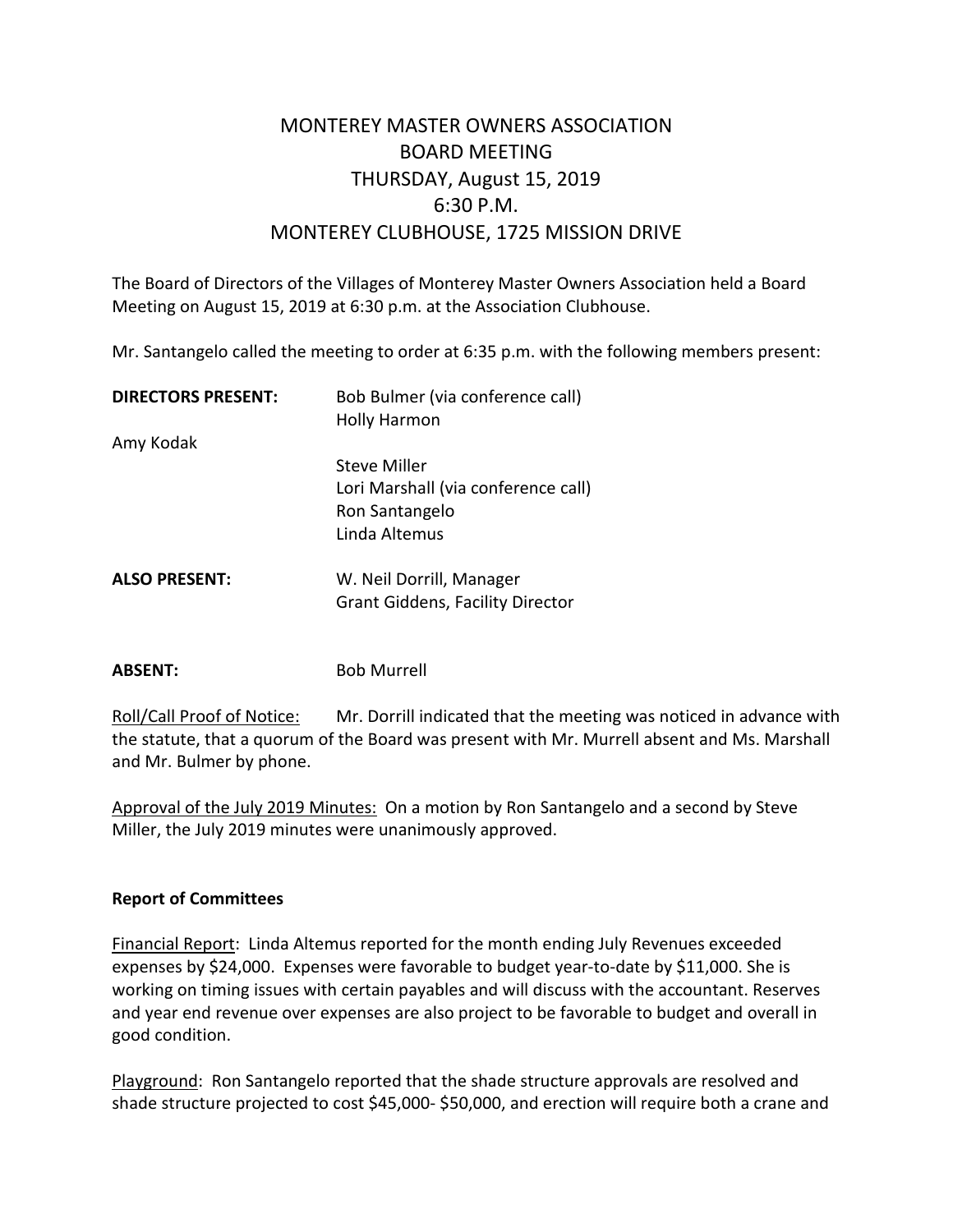# MONTEREY MASTER OWNERS ASSOCIATION
## BOARD MEETING
## THURSDAY, August 15, 2019
## 6:30 P.M.
## MONTEREY CLUBHOUSE, 1725 MISSION DRIVE

The Board of Directors of the Villages of Monterey Master Owners Association held a Board Meeting on August 15, 2019 at 6:30 p.m. at the Association Clubhouse.

Mr. Santangelo called the meeting to order at 6:35 p.m. with the following members present:

**DIRECTORS PRESENT:**
Bob Bulmer (via conference call)
Holly Harmon
Amy Kodak
Steve Miller
Lori Marshall (via conference call)
Ron Santangelo
Linda Altemus

**ALSO PRESENT:**
W. Neil Dorrill, Manager
Grant Giddens, Facility Director

**ABSENT:** Bob Murrell

Roll/Call Proof of Notice: Mr. Dorrill indicated that the meeting was noticed in advance with the statute, that a quorum of the Board was present with Mr. Murrell absent and Ms. Marshall and Mr. Bulmer by phone.

Approval of the July 2019 Minutes: On a motion by Ron Santangelo and a second by Steve Miller, the July 2019 minutes were unanimously approved.

**Report of Committees**

Financial Report: Linda Altemus reported for the month ending July Revenues exceeded expenses by $24,000. Expenses were favorable to budget year-to-date by $11,000. She is working on timing issues with certain payables and will discuss with the accountant. Reserves and year end revenue over expenses are also project to be favorable to budget and overall in good condition.

Playground: Ron Santangelo reported that the shade structure approvals are resolved and shade structure projected to cost $45,000- $50,000, and erection will require both a crane and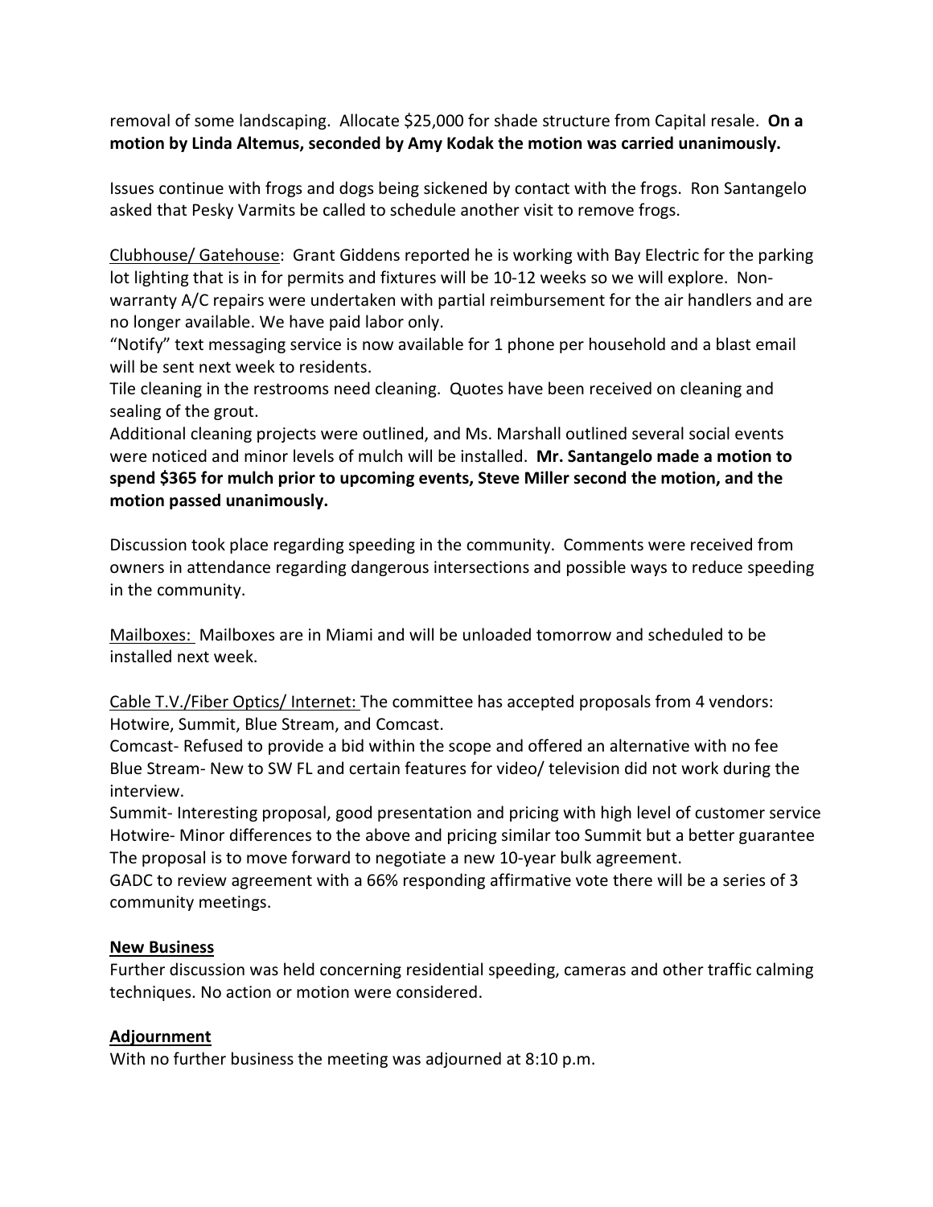removal of some landscaping. Allocate $25,000 for shade structure from Capital resale. **On a motion by Linda Altemus, seconded by Amy Kodak the motion was carried unanimously.**

Issues continue with frogs and dogs being sickened by contact with the frogs. Ron Santangelo asked that Pesky Varmits be called to schedule another visit to remove frogs.

Clubhouse/ Gatehouse: Grant Giddens reported he is working with Bay Electric for the parking lot lighting that is in for permits and fixtures will be 10-12 weeks so we will explore. Non-warranty A/C repairs were undertaken with partial reimbursement for the air handlers and are no longer available. We have paid labor only.
"Notify" text messaging service is now available for 1 phone per household and a blast email will be sent next week to residents.
Tile cleaning in the restrooms need cleaning. Quotes have been received on cleaning and sealing of the grout.
Additional cleaning projects were outlined, and Ms. Marshall outlined several social events were noticed and minor levels of mulch will be installed. **Mr. Santangelo made a motion to spend $365 for mulch prior to upcoming events, Steve Miller second the motion, and the motion passed unanimously.**

Discussion took place regarding speeding in the community. Comments were received from owners in attendance regarding dangerous intersections and possible ways to reduce speeding in the community.

Mailboxes: Mailboxes are in Miami and will be unloaded tomorrow and scheduled to be installed next week.

Cable T.V./Fiber Optics/ Internet: The committee has accepted proposals from 4 vendors: Hotwire, Summit, Blue Stream, and Comcast.
Comcast- Refused to provide a bid within the scope and offered an alternative with no fee
Blue Stream- New to SW FL and certain features for video/ television did not work during the interview.
Summit- Interesting proposal, good presentation and pricing with high level of customer service
Hotwire- Minor differences to the above and pricing similar too Summit but a better guarantee
The proposal is to move forward to negotiate a new 10-year bulk agreement.
GADC to review agreement with a 66% responding affirmative vote there will be a series of 3 community meetings.

**New Business**
Further discussion was held concerning residential speeding, cameras and other traffic calming techniques. No action or motion were considered.

**Adjournment**
With no further business the meeting was adjourned at 8:10 p.m.